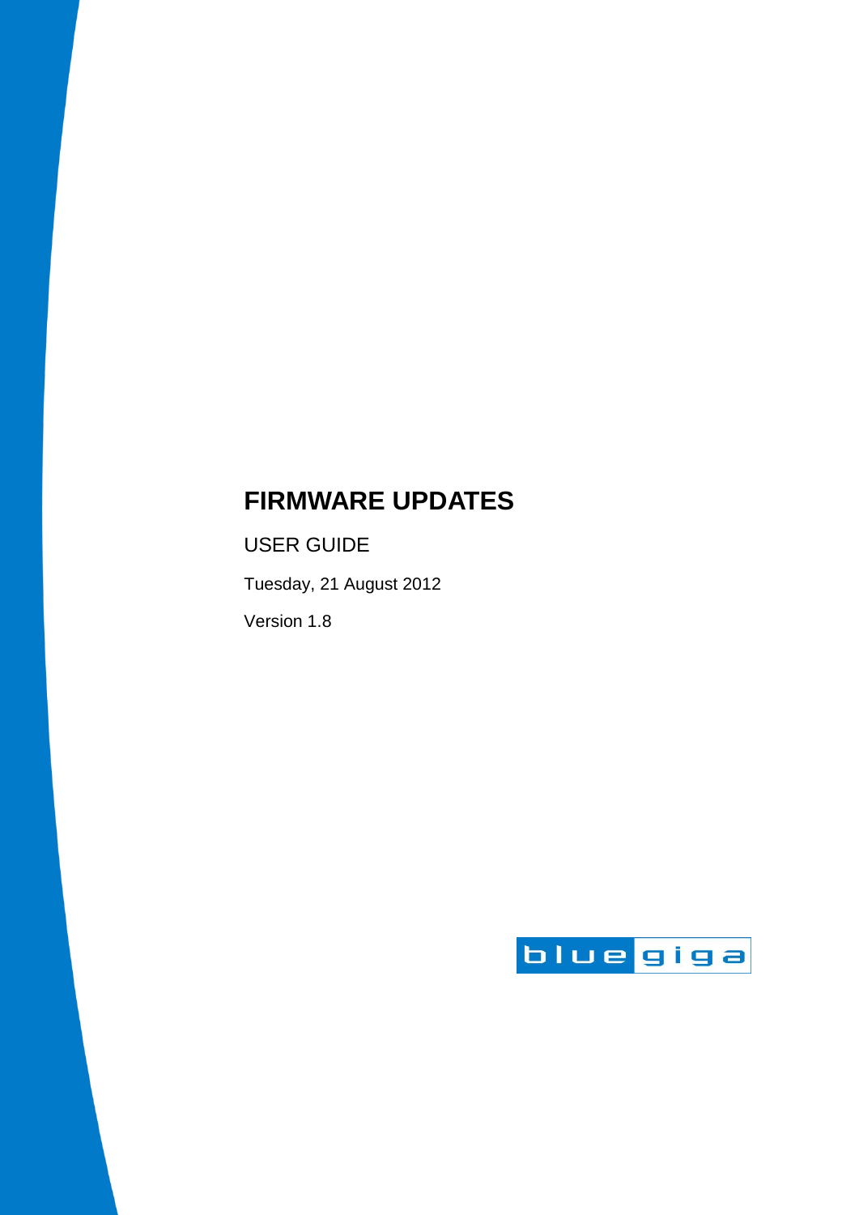# FIRMWARE UPDATES

USER GUIDE

Tuesday, 21 August 2012

Version 1.8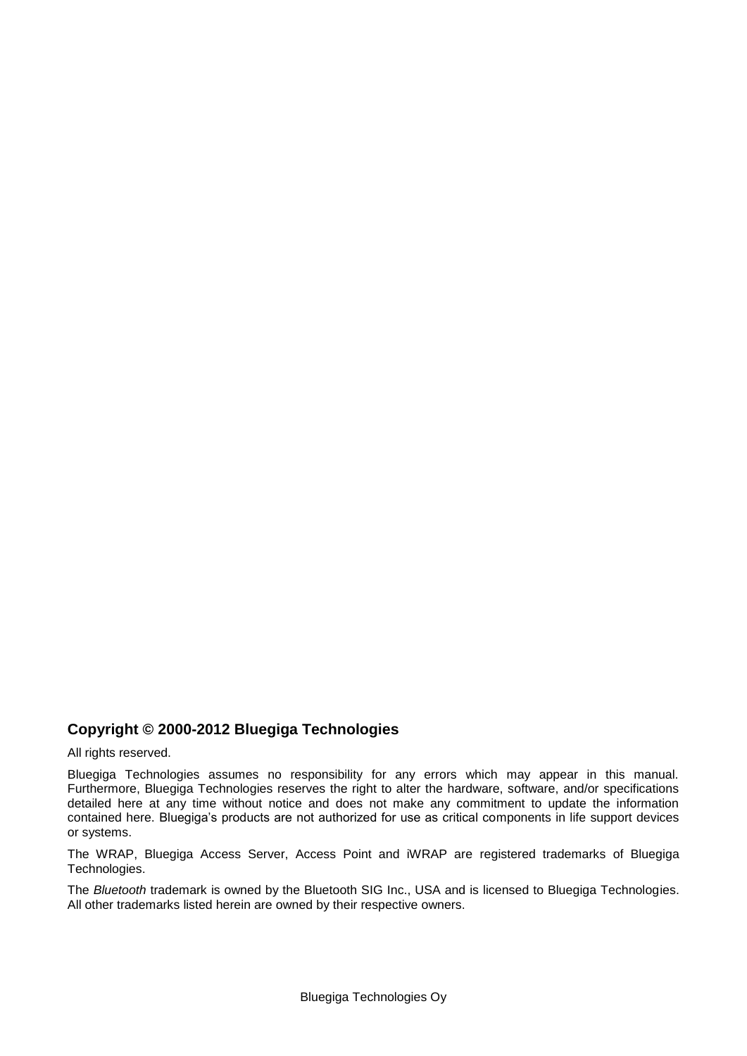**Copyright © 2000-2012 Bluegiga Technologies**

All rights reserved.

Bluegiga Technologies assumes no responsibility for any errors which may appear in this manual. Furthermore, Bluegiga Technologies reserves the right to alter the hardware, software, and/or specifications detailed here at any time without notice and does not make any commitment to update the information contained here. Bluegiga's products are not authorized for use as critical components in life support devices or systems.

The WRAP, Bluegiga Access Server, Access Point and iWRAP are registered trademarks of Bluegiga Technologies.

The *Bluetooth* trademark is owned by the Bluetooth SIG Inc., USA and is licensed to Bluegiga Technologies. All other trademarks listed herein are owned by their respective owners.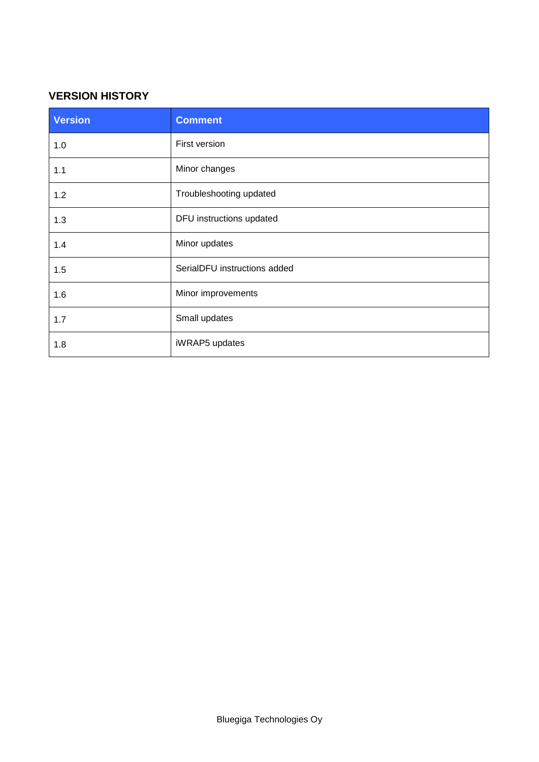## VERSION HISTORY

| Version | Comment |
|---|---|
| 1.0 | First version |
| 1.1 | Minor changes |
| 1.2 | Troubleshooting updated |
| 1.3 | DFU instructions updated |
| 1.4 | Minor updates |
| 1.5 | SerialDFU instructions added |
| 1.6 | Minor improvements |
| 1.7 | Small updates |
| 1.8 | iWRAP5 updates |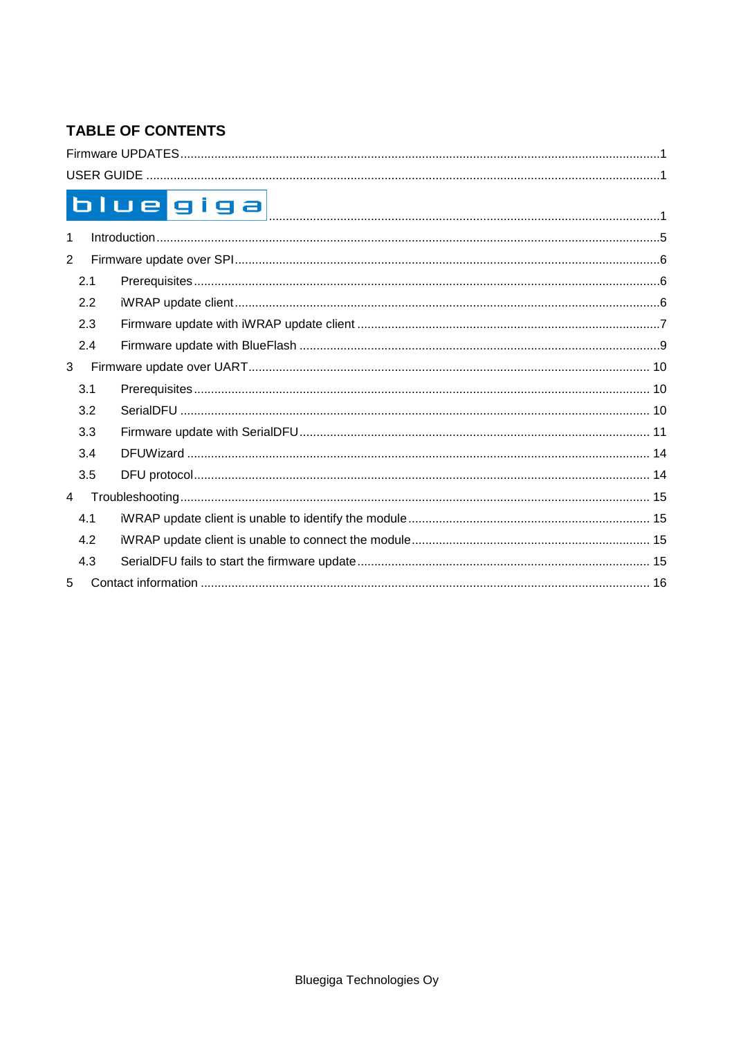# TABLE OF CONTENTS

Firmware UPDATES..........1

USER GUIDE..........1

bluegiga..........1

1 Introduction..........5

2 Firmware update over SPI..........6

- 2.1 Prerequisites..........6
- 2.2 iWRAP update client..........6
- 2.3 Firmware update with iWRAP update client..........7
- 2.4 Firmware update with BlueFlash..........9

3 Firmware update over UART..........10

- 3.1 Prerequisites..........10
- 3.2 SerialDFU..........10
- 3.3 Firmware update with SerialDFU..........11
- 3.4 DFUWizard..........14
- 3.5 DFU protocol..........14

4 Troubleshooting..........15

- 4.1 iWRAP update client is unable to identify the module..........15
- 4.2 iWRAP update client is unable to connect the module..........15
- 4.3 SerialDFU fails to start the firmware update..........15

5 Contact information..........16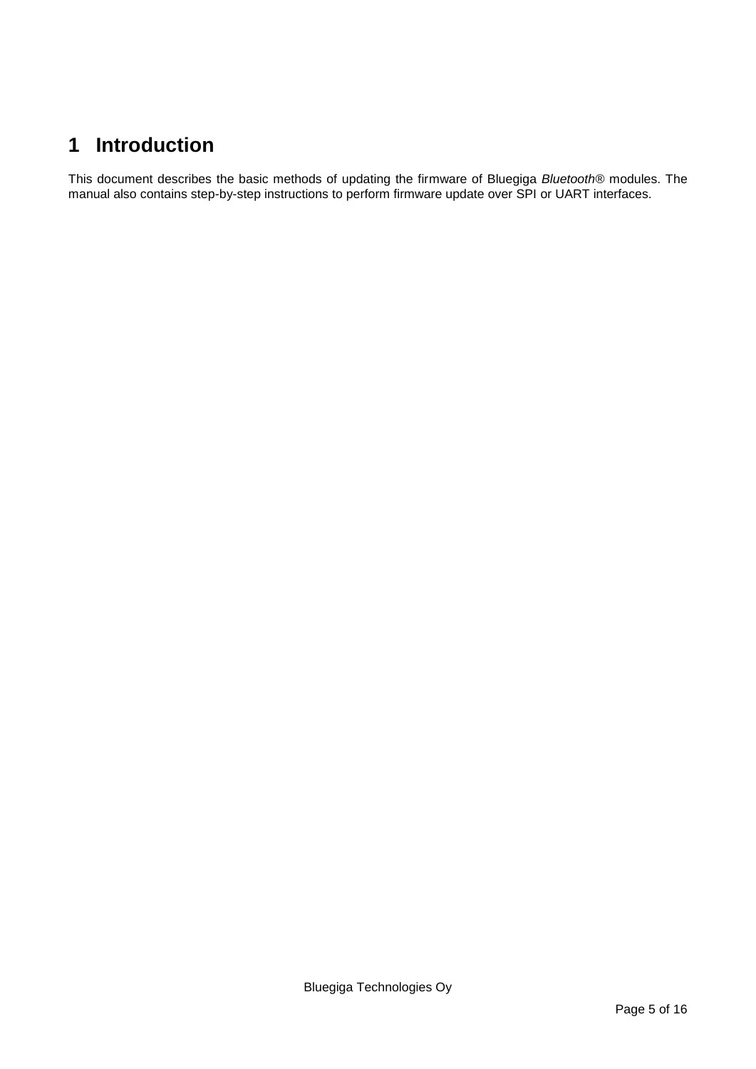# 1 Introduction

This document describes the basic methods of updating the firmware of Bluegiga *Bluetooth*® modules. The manual also contains step-by-step instructions to perform firmware update over SPI or UART interfaces.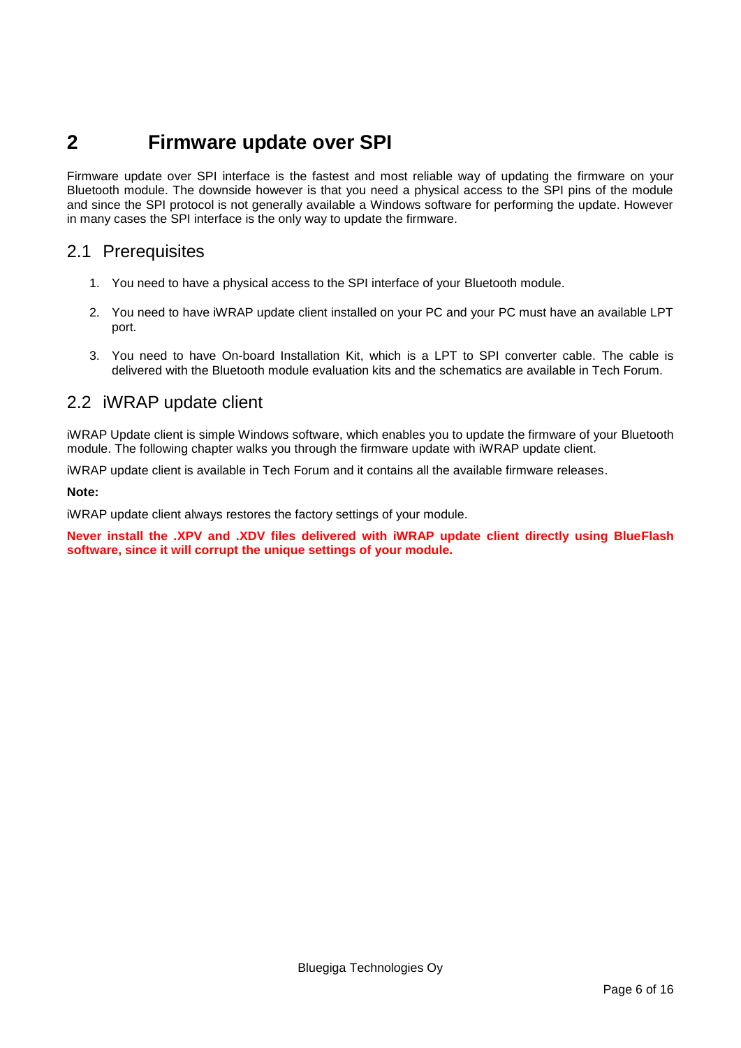# 2 Firmware update over SPI

Firmware update over SPI interface is the fastest and most reliable way of updating the firmware on your Bluetooth module. The downside however is that you need a physical access to the SPI pins of the module and since the SPI protocol is not generally available a Windows software for performing the update. However in many cases the SPI interface is the only way to update the firmware.

## 2.1 Prerequisites

1. You need to have a physical access to the SPI interface of your Bluetooth module.
2. You need to have iWRAP update client installed on your PC and your PC must have an available LPT port.
3. You need to have On-board Installation Kit, which is a LPT to SPI converter cable. The cable is delivered with the Bluetooth module evaluation kits and the schematics are available in Tech Forum.

## 2.2 iWRAP update client

iWRAP Update client is simple Windows software, which enables you to update the firmware of your Bluetooth module. The following chapter walks you through the firmware update with iWRAP update client.

iWRAP update client is available in Tech Forum and it contains all the available firmware releases.

**Note:**

iWRAP update client always restores the factory settings of your module.

**Never install the .XPV and .XDV files delivered with iWRAP update client directly using BlueFlash software, since it will corrupt the unique settings of your module.**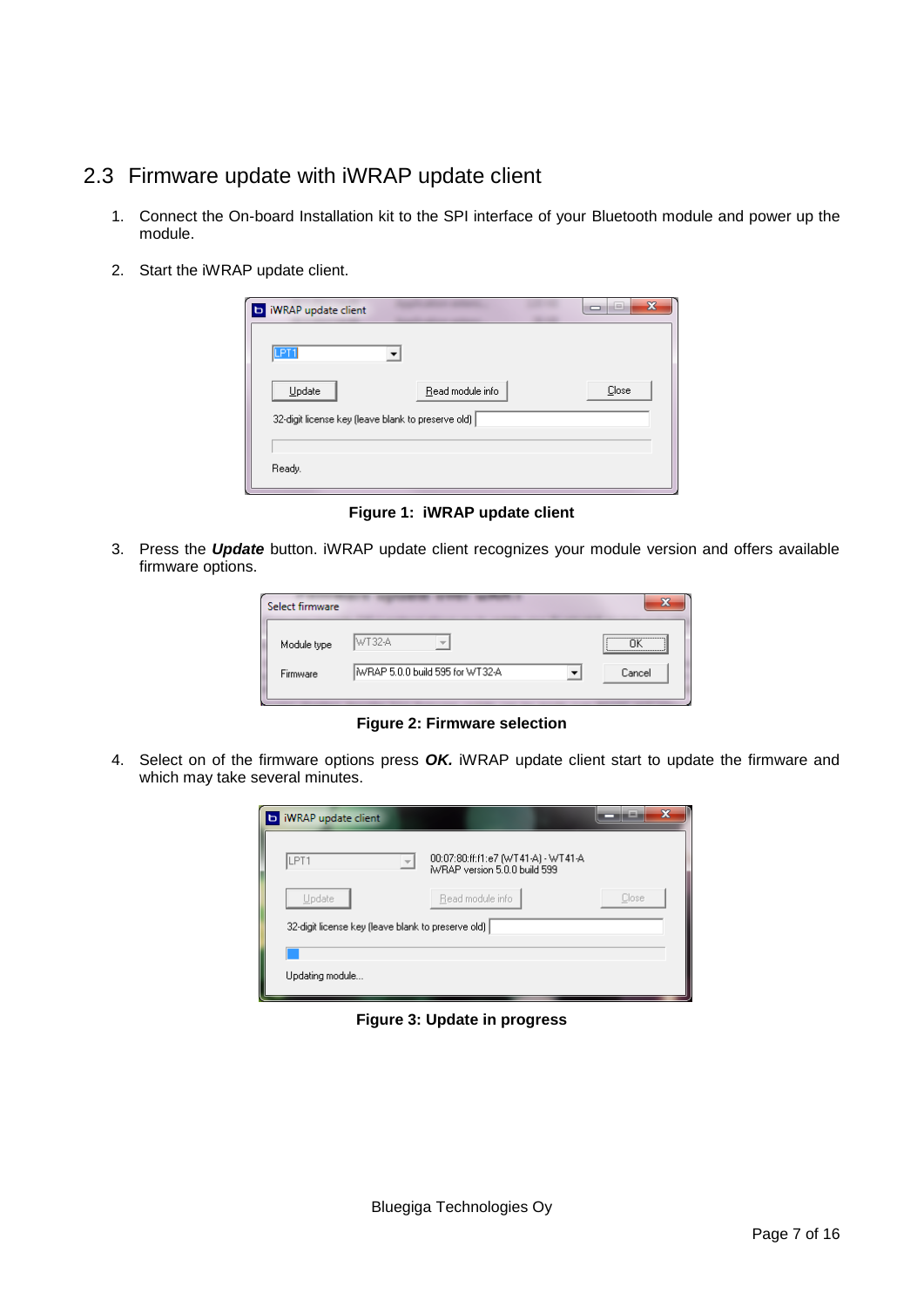## 2.3 Firmware update with iWRAP update client

1. Connect the On-board Installation kit to the SPI interface of your Bluetooth module and power up the module.

2. Start the iWRAP update client.

**Figure 1: iWRAP update client**

3. Press the ***Update*** button. iWRAP update client recognizes your module version and offers available firmware options.

**Figure 2: Firmware selection**

4. Select on of the firmware options press ***OK.*** iWRAP update client start to update the firmware and which may take several minutes.

**Figure 3: Update in progress**

Bluegiga Technologies Oy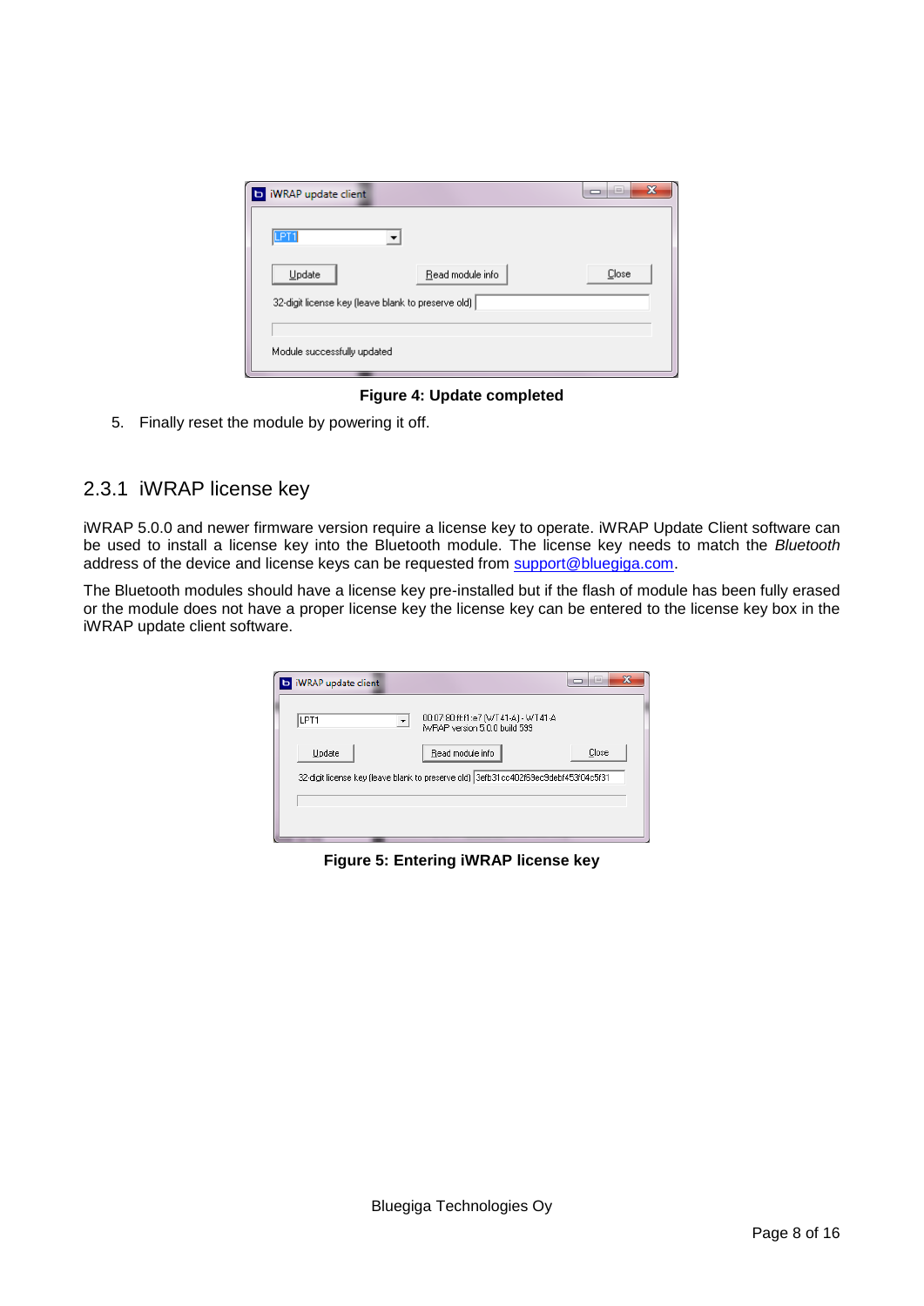Figure 4: Update completed

5. Finally reset the module by powering it off.

### 2.3.1 iWRAP license key

iWRAP 5.0.0 and newer firmware version require a license key to operate. iWRAP Update Client software can be used to install a license key into the Bluetooth module. The license key needs to match the *Bluetooth* address of the device and license keys can be requested from support@bluegiga.com.

The Bluetooth modules should have a license key pre-installed but if the flash of module has been fully erased or the module does not have a proper license key the license key can be entered to the license key box in the iWRAP update client software.

Figure 5: Entering iWRAP license key

Bluegiga Technologies Oy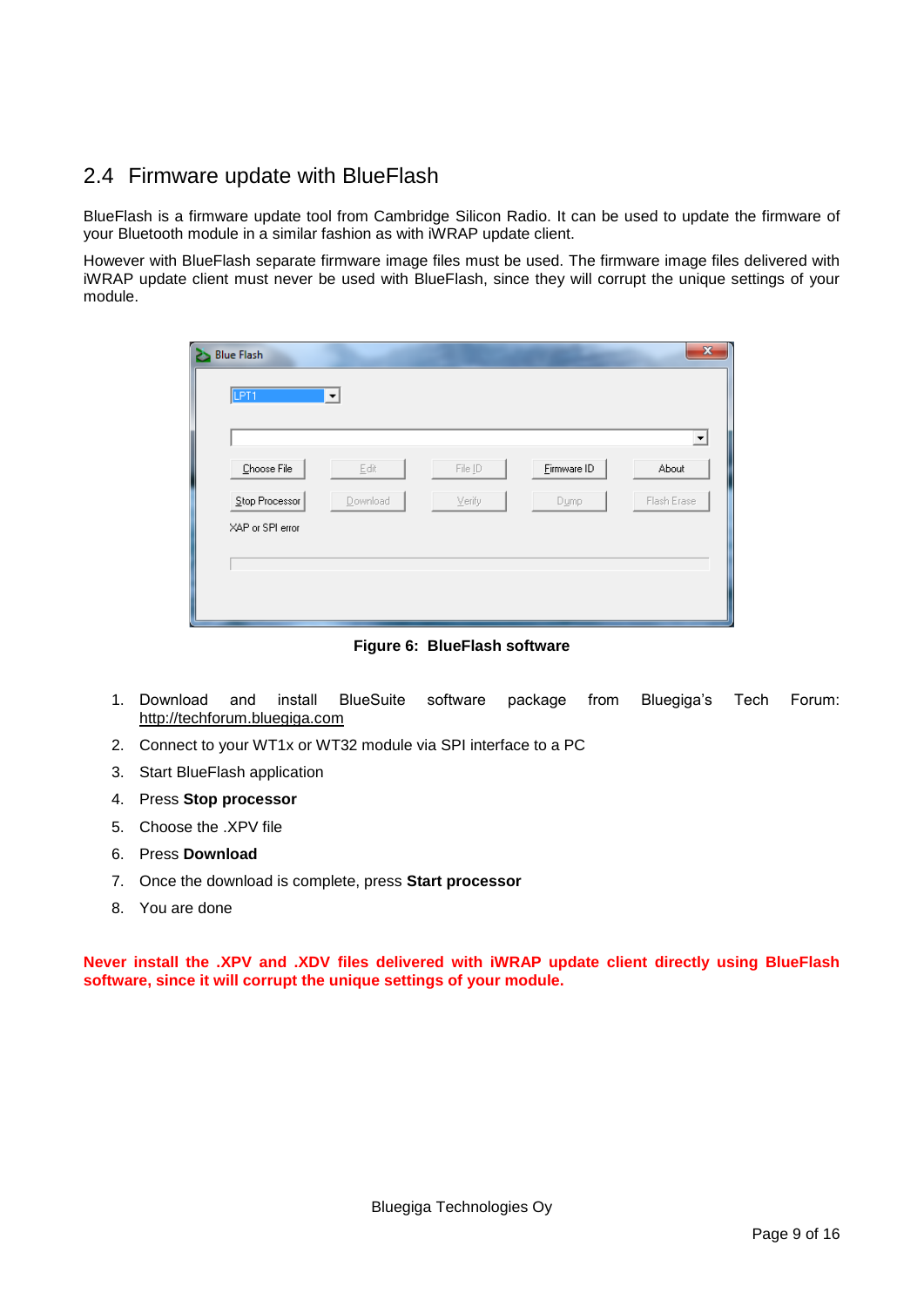## 2.4 Firmware update with BlueFlash

BlueFlash is a firmware update tool from Cambridge Silicon Radio. It can be used to update the firmware of your Bluetooth module in a similar fashion as with iWRAP update client.

However with BlueFlash separate firmware image files must be used. The firmware image files delivered with iWRAP update client must never be used with BlueFlash, since they will corrupt the unique settings of your module.

**Figure 6: BlueFlash software**

1. Download and install BlueSuite software package from Bluegiga's Tech Forum: http://techforum.bluegiga.com
2. Connect to your WT1x or WT32 module via SPI interface to a PC
3. Start BlueFlash application
4. Press **Stop processor**
5. Choose the .XPV file
6. Press **Download**
7. Once the download is complete, press **Start processor**
8. You are done

**Never install the .XPV and .XDV files delivered with iWRAP update client directly using BlueFlash software, since it will corrupt the unique settings of your module.**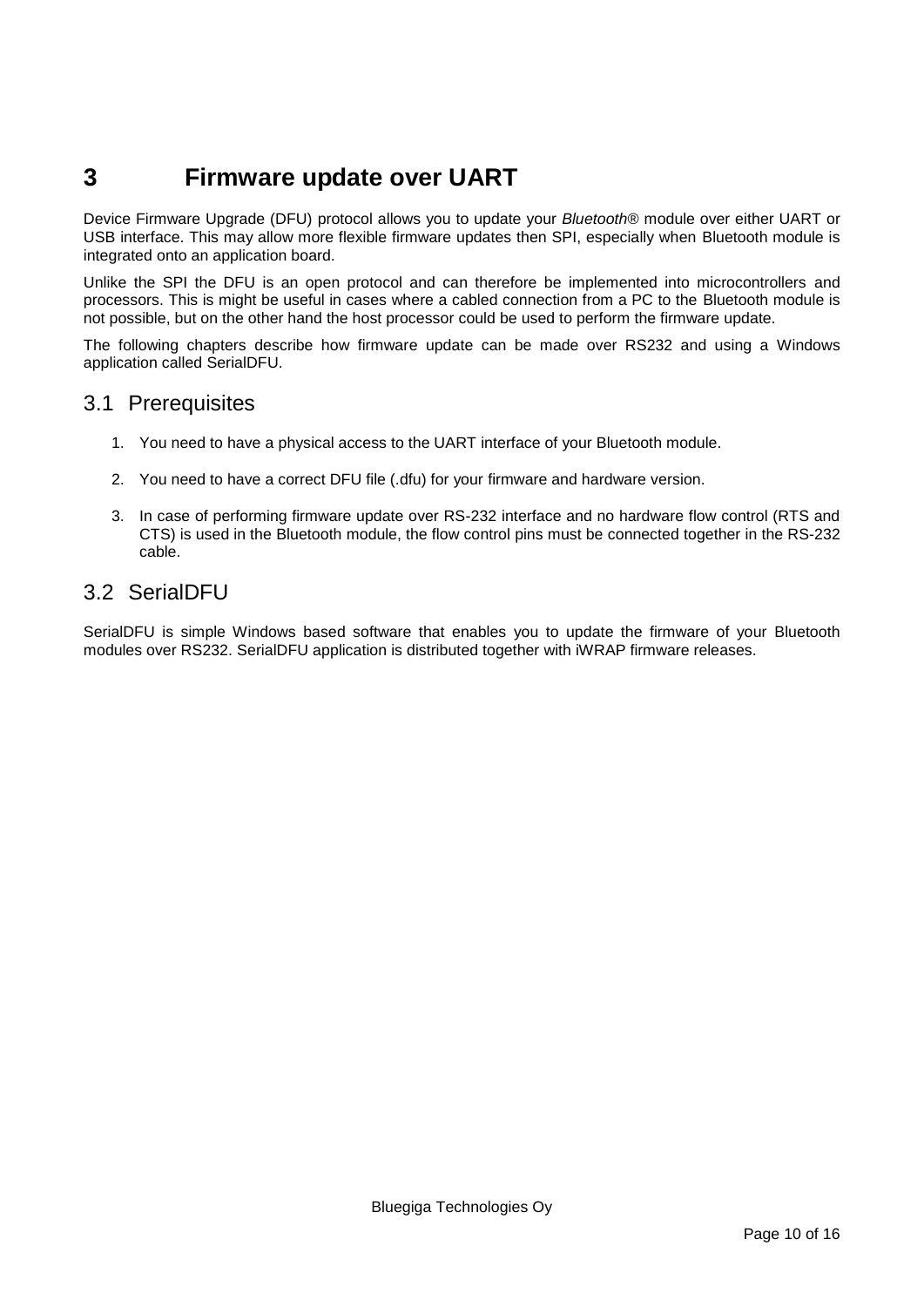# 3 Firmware update over UART

Device Firmware Upgrade (DFU) protocol allows you to update your *Bluetooth*® module over either UART or USB interface. This may allow more flexible firmware updates then SPI, especially when Bluetooth module is integrated onto an application board.

Unlike the SPI the DFU is an open protocol and can therefore be implemented into microcontrollers and processors. This is might be useful in cases where a cabled connection from a PC to the Bluetooth module is not possible, but on the other hand the host processor could be used to perform the firmware update.

The following chapters describe how firmware update can be made over RS232 and using a Windows application called SerialDFU.

## 3.1 Prerequisites

1. You need to have a physical access to the UART interface of your Bluetooth module.

2. You need to have a correct DFU file (.dfu) for your firmware and hardware version.

3. In case of performing firmware update over RS-232 interface and no hardware flow control (RTS and CTS) is used in the Bluetooth module, the flow control pins must be connected together in the RS-232 cable.

## 3.2 SerialDFU

SerialDFU is simple Windows based software that enables you to update the firmware of your Bluetooth modules over RS232. SerialDFU application is distributed together with iWRAP firmware releases.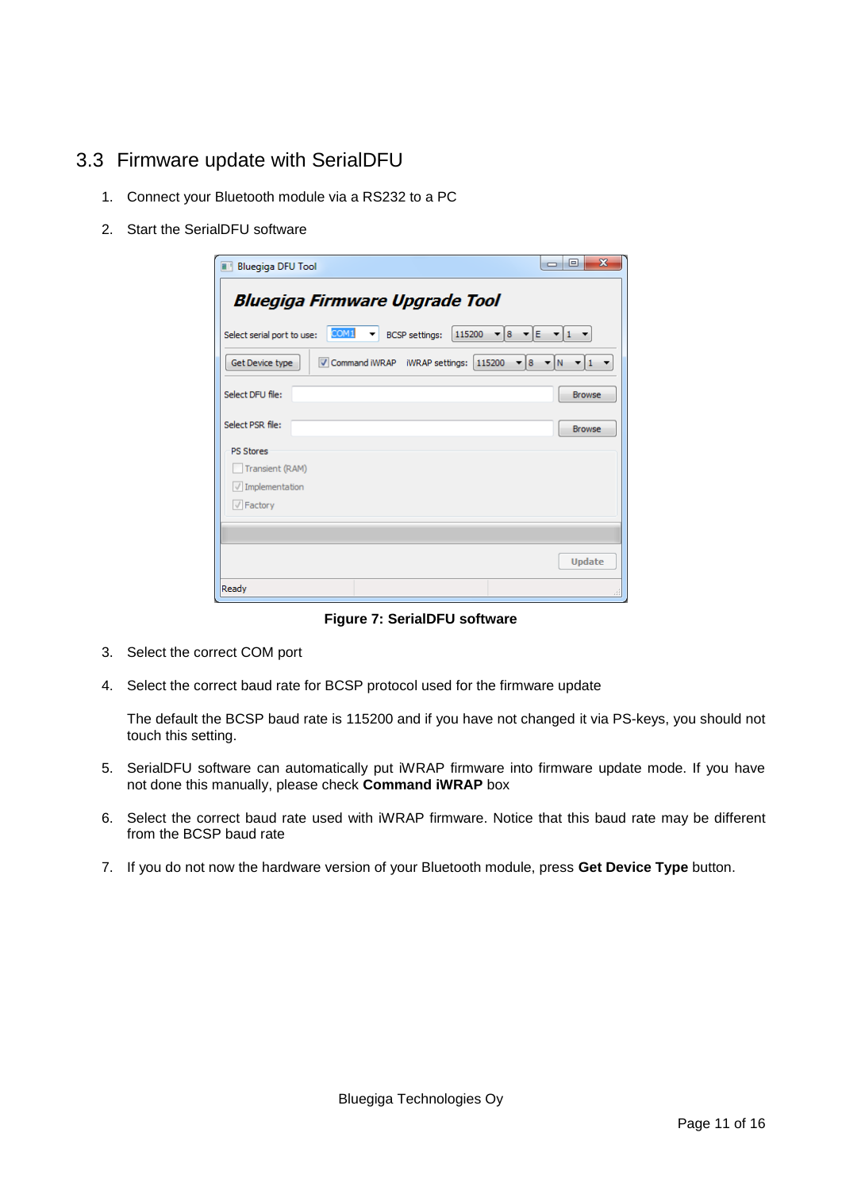## 3.3 Firmware update with SerialDFU

1. Connect your Bluetooth module via a RS232 to a PC
2. Start the SerialDFU software

**Figure 7: SerialDFU software**

3. Select the correct COM port
4. Select the correct baud rate for BCSP protocol used for the firmware update

   The default the BCSP baud rate is 115200 and if you have not changed it via PS-keys, you should not touch this setting.

5. SerialDFU software can automatically put iWRAP firmware into firmware update mode. If you have not done this manually, please check **Command iWRAP** box
6. Select the correct baud rate used with iWRAP firmware. Notice that this baud rate may be different from the BCSP baud rate
7. If you do not now the hardware version of your Bluetooth module, press **Get Device Type** button.

Bluegiga Technologies Oy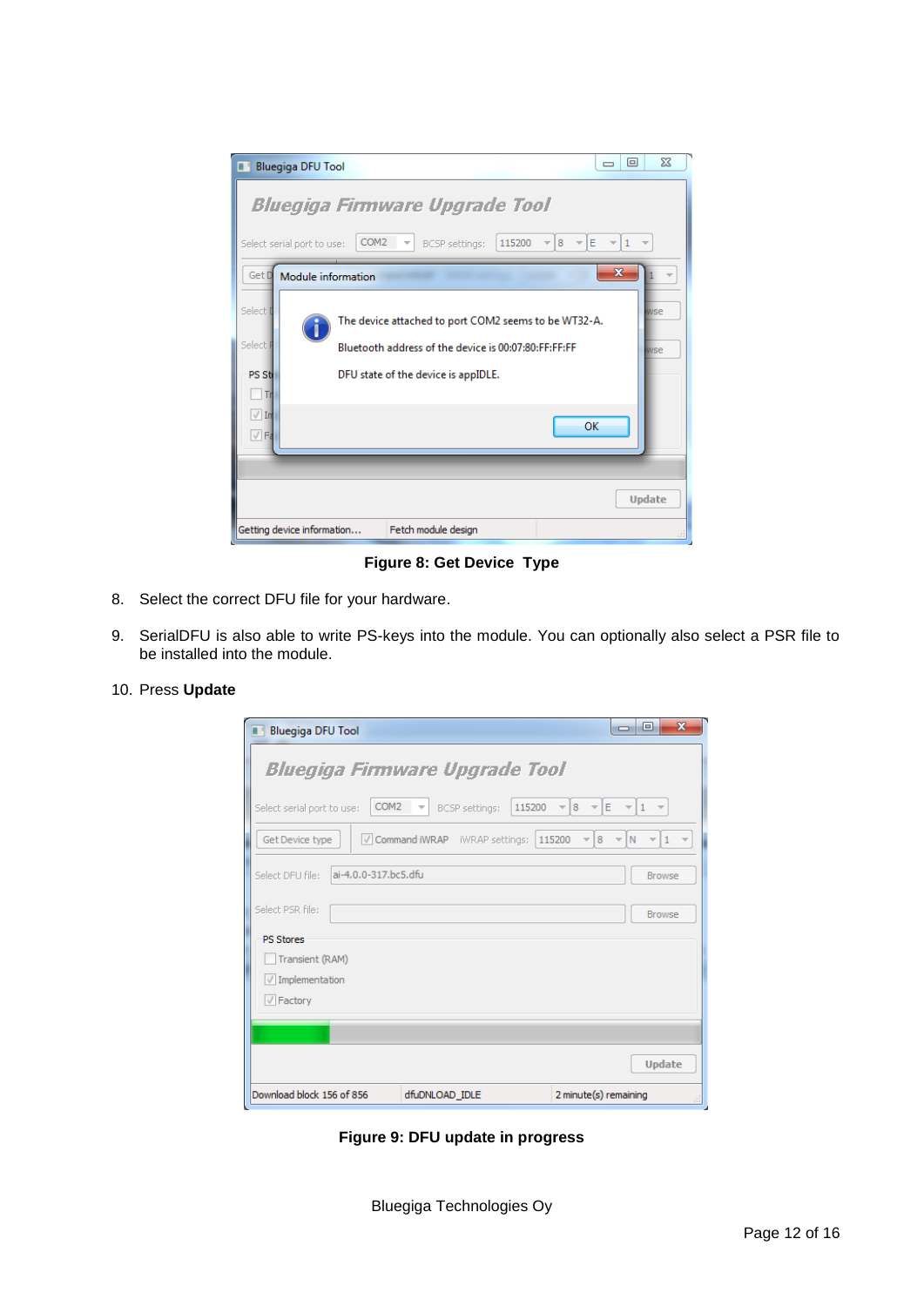**Figure 8: Get Device Type**

8. Select the correct DFU file for your hardware.

9. SerialDFU is also able to write PS-keys into the module. You can optionally also select a PSR file to be installed into the module.

10. Press **Update**

**Figure 9: DFU update in progress**

Bluegiga Technologies Oy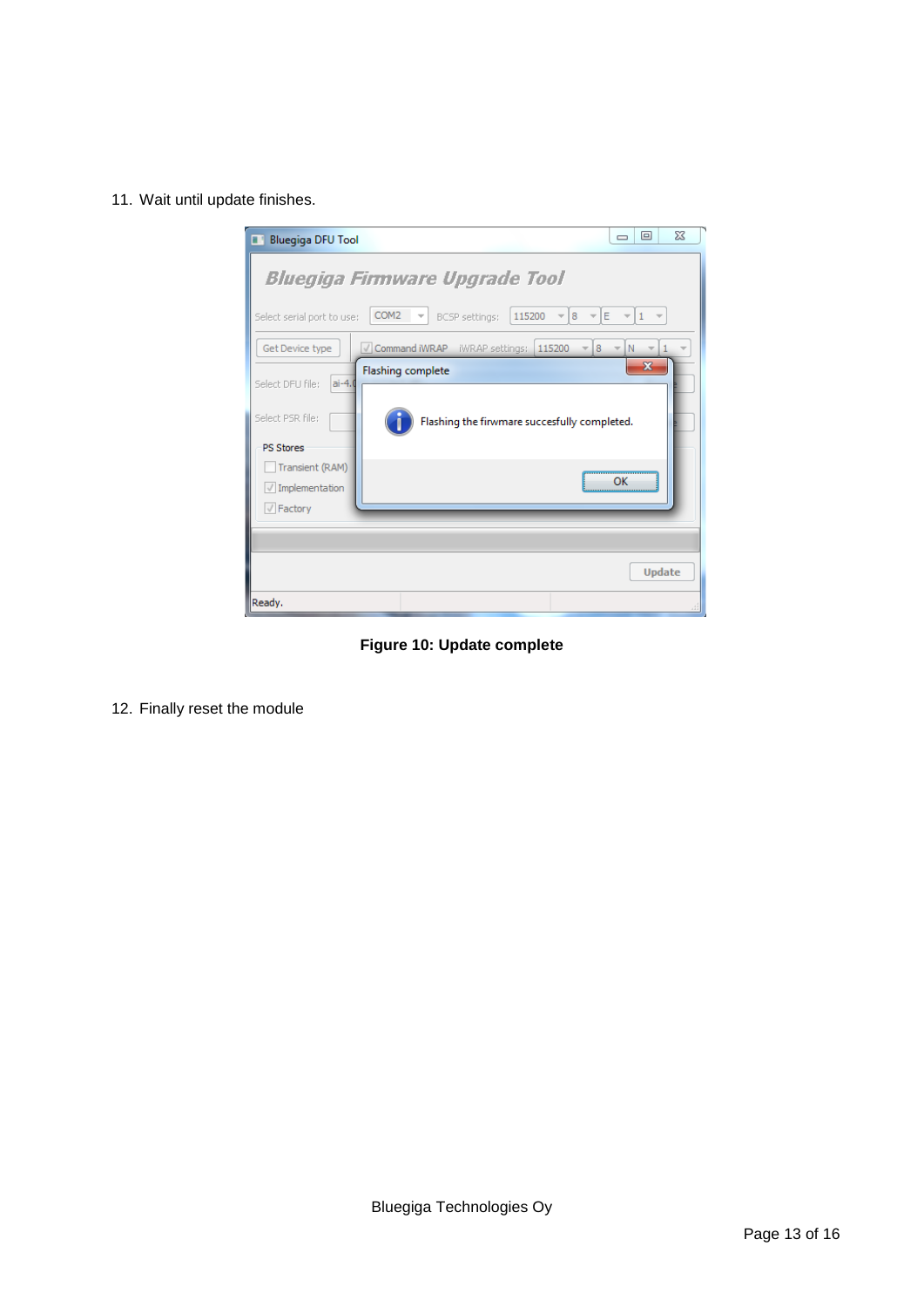11. Wait until update finishes.

**Figure 10: Update complete**

12. Finally reset the module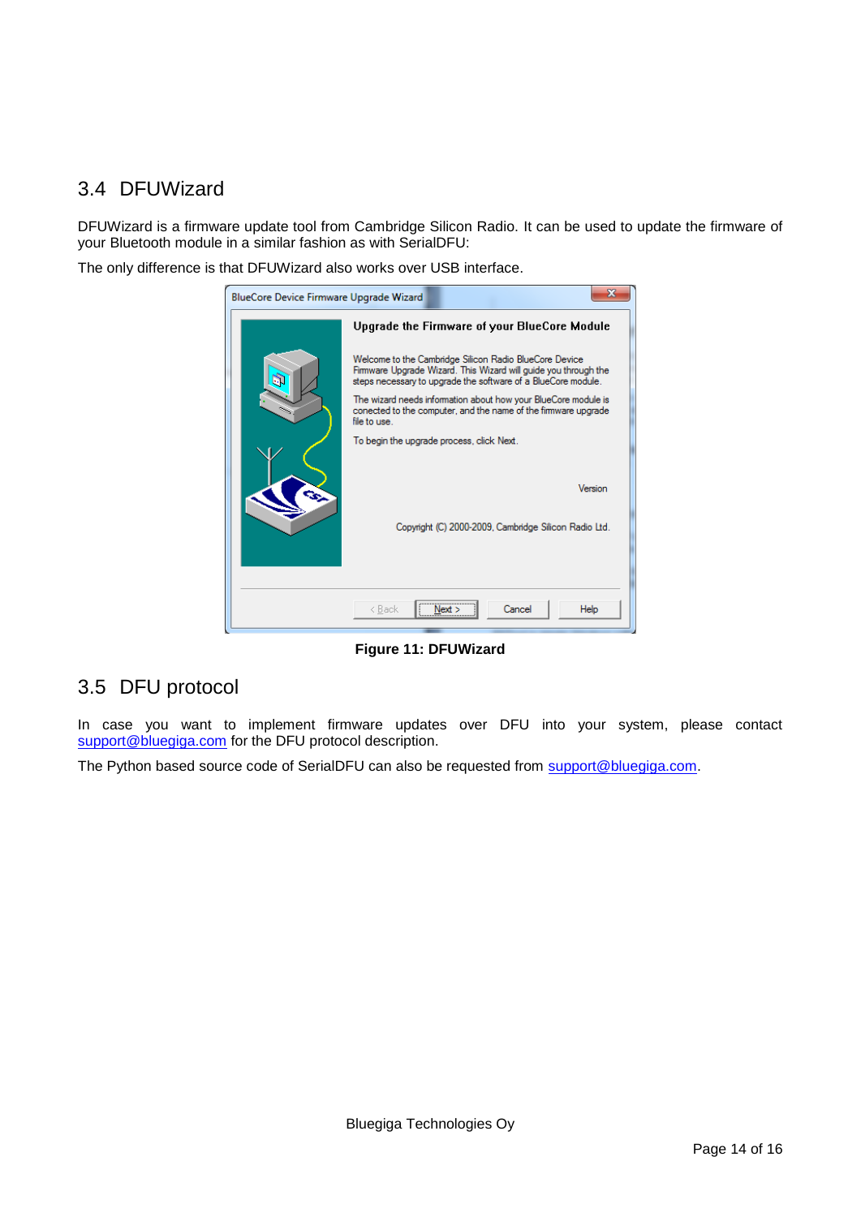## 3.4 DFUWizard

DFUWizard is a firmware update tool from Cambridge Silicon Radio. It can be used to update the firmware of your Bluetooth module in a similar fashion as with SerialDFU:

The only difference is that DFUWizard also works over USB interface.

**Figure 11: DFUWizard**

## 3.5 DFU protocol

In case you want to implement firmware updates over DFU into your system, please contact support@bluegiga.com for the DFU protocol description.

The Python based source code of SerialDFU can also be requested from support@bluegiga.com.

Bluegiga Technologies Oy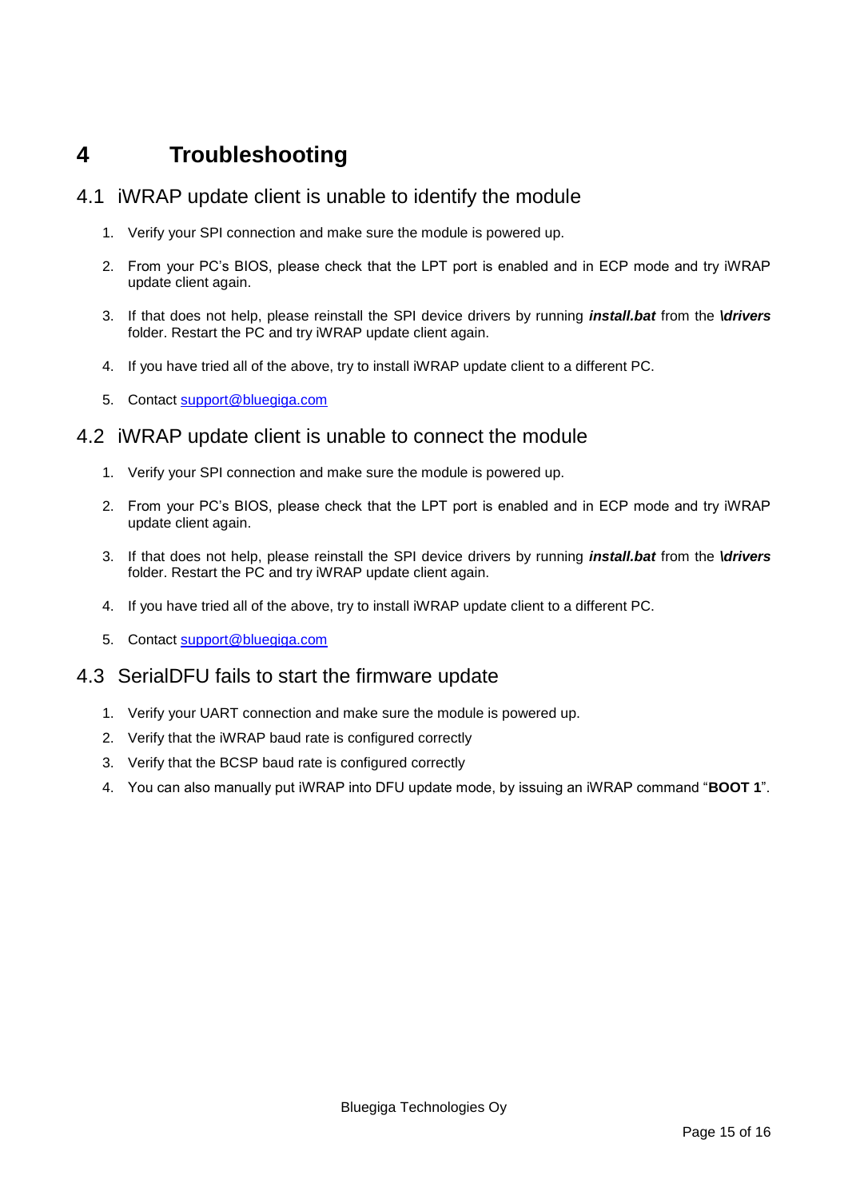# 4 Troubleshooting

## 4.1 iWRAP update client is unable to identify the module

1. Verify your SPI connection and make sure the module is powered up.
2. From your PC's BIOS, please check that the LPT port is enabled and in ECP mode and try iWRAP update client again.
3. If that does not help, please reinstall the SPI device drivers by running ***install.bat*** from the ***\drivers*** folder. Restart the PC and try iWRAP update client again.
4. If you have tried all of the above, try to install iWRAP update client to a different PC.
5. Contact support@bluegiga.com

## 4.2 iWRAP update client is unable to connect the module

1. Verify your SPI connection and make sure the module is powered up.
2. From your PC's BIOS, please check that the LPT port is enabled and in ECP mode and try iWRAP update client again.
3. If that does not help, please reinstall the SPI device drivers by running ***install.bat*** from the ***\drivers*** folder. Restart the PC and try iWRAP update client again.
4. If you have tried all of the above, try to install iWRAP update client to a different PC.
5. Contact support@bluegiga.com

## 4.3 SerialDFU fails to start the firmware update

1. Verify your UART connection and make sure the module is powered up.
2. Verify that the iWRAP baud rate is configured correctly
3. Verify that the BCSP baud rate is configured correctly
4. You can also manually put iWRAP into DFU update mode, by issuing an iWRAP command "**BOOT 1**".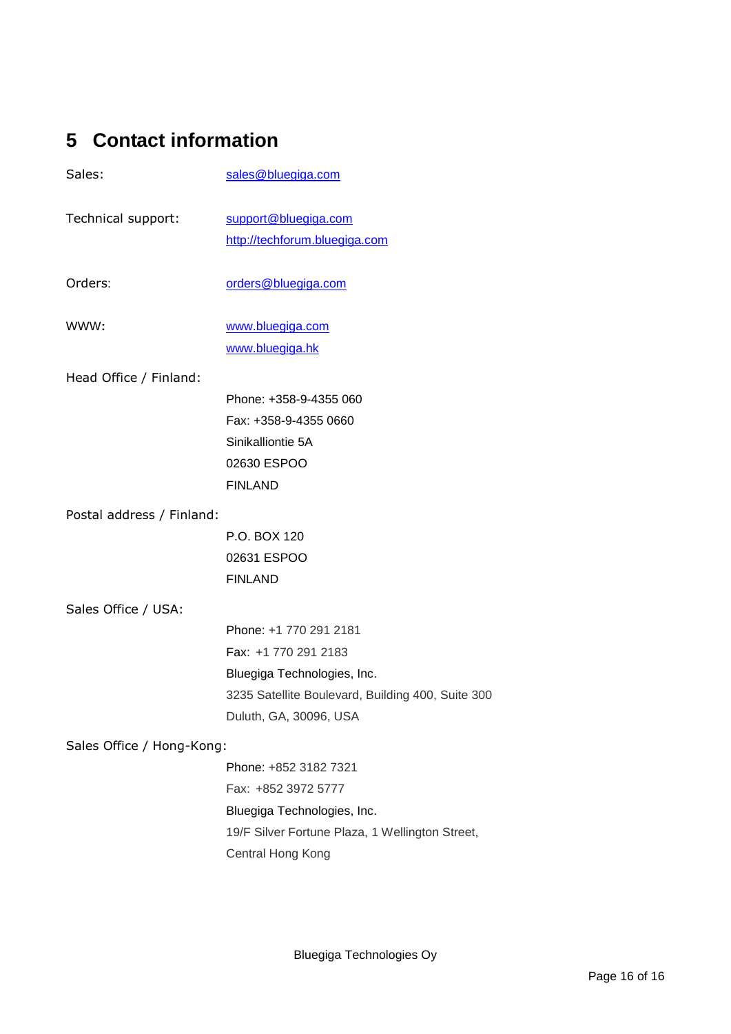# 5 Contact information

Sales: sales@bluegiga.com

Technical support: support@bluegiga.com
http://techforum.bluegiga.com

Orders: orders@bluegiga.com

WWW: www.bluegiga.com
www.bluegiga.hk

Head Office / Finland:

Phone: +358-9-4355 060
Fax: +358-9-4355 0660
Sinikalliontie 5A
02630 ESPOO
FINLAND

Postal address / Finland:

P.O. BOX 120
02631 ESPOO
FINLAND

Sales Office / USA:

Phone: +1 770 291 2181
Fax: +1 770 291 2183
Bluegiga Technologies, Inc.
3235 Satellite Boulevard, Building 400, Suite 300
Duluth, GA, 30096, USA

Sales Office / Hong-Kong:

Phone: +852 3182 7321
Fax: +852 3972 5777
Bluegiga Technologies, Inc.
19/F Silver Fortune Plaza, 1 Wellington Street,
Central Hong Kong